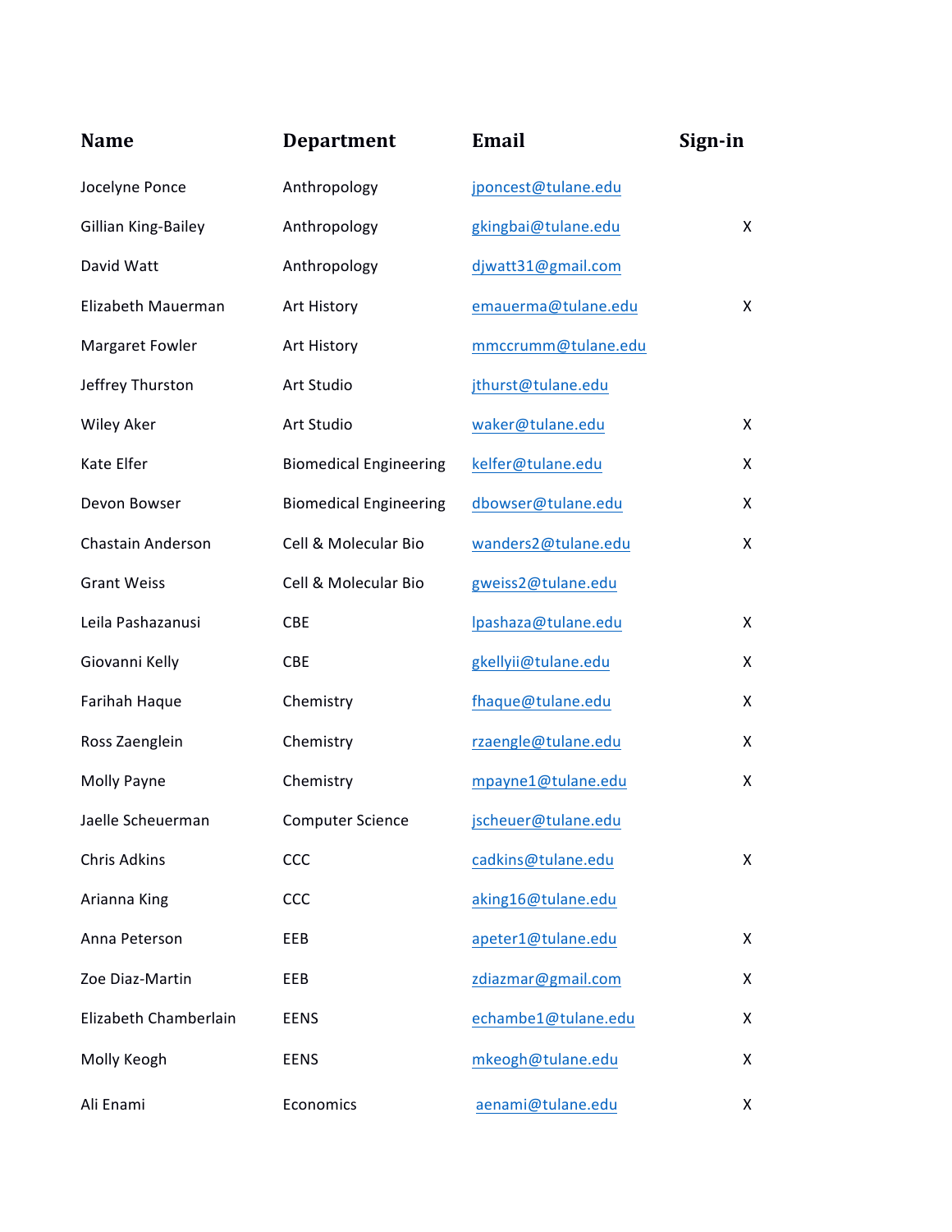| Name | Department | Email | Sign-in |
|---|---|---|---|
| Jocelyne Ponce | Anthropology | jponcest@tulane.edu | |
| Gillian King-Bailey | Anthropology | gkingbai@tulane.edu | X |
| David Watt | Anthropology | djwatt31@gmail.com | |
| Elizabeth Mauerman | Art History | emauerma@tulane.edu | X |
| Margaret Fowler | Art History | mmccrumm@tulane.edu | |
| Jeffrey Thurston | Art Studio | jthurst@tulane.edu | |
| Wiley Aker | Art Studio | waker@tulane.edu | X |
| Kate Elfer | Biomedical Engineering | kelfer@tulane.edu | X |
| Devon Bowser | Biomedical Engineering | dbowser@tulane.edu | X |
| Chastain Anderson | Cell & Molecular Bio | wanders2@tulane.edu | X |
| Grant Weiss | Cell & Molecular Bio | gweiss2@tulane.edu | |
| Leila Pashazanusi | CBE | lpashaza@tulane.edu | X |
| Giovanni Kelly | CBE | gkellyii@tulane.edu | X |
| Farihah Haque | Chemistry | fhaque@tulane.edu | X |
| Ross Zaenglein | Chemistry | rzaengle@tulane.edu | X |
| Molly Payne | Chemistry | mpayne1@tulane.edu | X |
| Jaelle Scheuerman | Computer Science | jscheuer@tulane.edu | |
| Chris Adkins | CCC | cadkins@tulane.edu | X |
| Arianna King | CCC | aking16@tulane.edu | |
| Anna Peterson | EEB | apeter1@tulane.edu | X |
| Zoe Diaz-Martin | EEB | zdiazmar@gmail.com | X |
| Elizabeth Chamberlain | EENS | echambe1@tulane.edu | X |
| Molly Keogh | EENS | mkeogh@tulane.edu | X |
| Ali Enami | Economics | aenami@tulane.edu | X |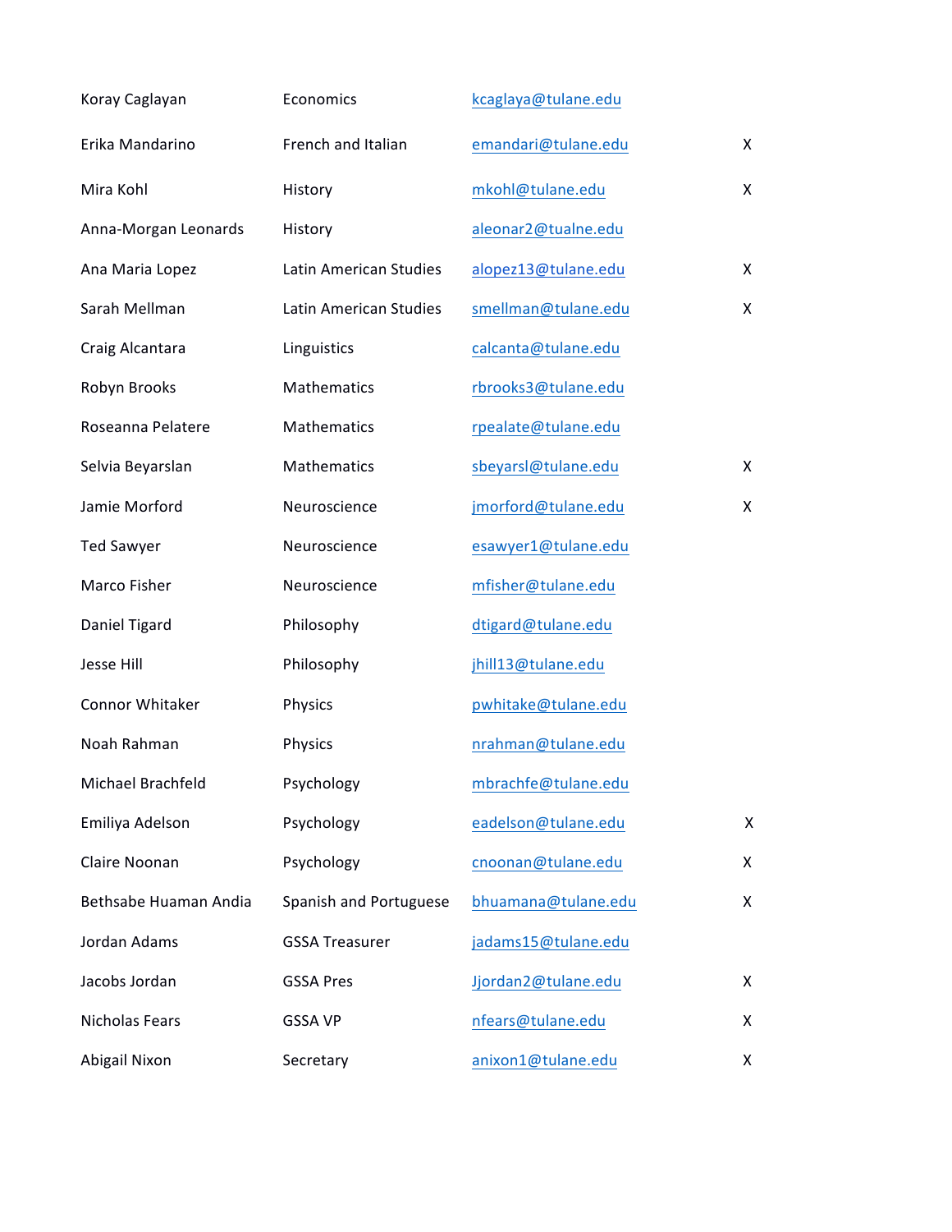| | | | |
|---|---|---|---|
| Koray Caglayan | Economics | kcaglaya@tulane.edu | |
| Erika Mandarino | French and Italian | emandari@tulane.edu | X |
| Mira Kohl | History | mkohl@tulane.edu | X |
| Anna-Morgan Leonards | History | aleonar2@tualne.edu | |
| Ana Maria Lopez | Latin American Studies | alopez13@tulane.edu | X |
| Sarah Mellman | Latin American Studies | smellman@tulane.edu | X |
| Craig Alcantara | Linguistics | calcanta@tulane.edu | |
| Robyn Brooks | Mathematics | rbrooks3@tulane.edu | |
| Roseanna Pelatere | Mathematics | rpealate@tulane.edu | |
| Selvia Beyarslan | Mathematics | sbeyarsl@tulane.edu | X |
| Jamie Morford | Neuroscience | jmorford@tulane.edu | X |
| Ted Sawyer | Neuroscience | esawyer1@tulane.edu | |
| Marco Fisher | Neuroscience | mfisher@tulane.edu | |
| Daniel Tigard | Philosophy | dtigard@tulane.edu | |
| Jesse Hill | Philosophy | jhill13@tulane.edu | |
| Connor Whitaker | Physics | pwhitake@tulane.edu | |
| Noah Rahman | Physics | nrahman@tulane.edu | |
| Michael Brachfeld | Psychology | mbrachfe@tulane.edu | |
| Emiliya Adelson | Psychology | eadelson@tulane.edu | X |
| Claire Noonan | Psychology | cnoonan@tulane.edu | X |
| Bethsabe Huaman Andia | Spanish and Portuguese | bhuamana@tulane.edu | X |
| Jordan Adams | GSSA Treasurer | jadams15@tulane.edu | |
| Jacobs Jordan | GSSA Pres | Jjordan2@tulane.edu | X |
| Nicholas Fears | GSSA VP | nfears@tulane.edu | X |
| Abigail Nixon | Secretary | anixon1@tulane.edu | X |